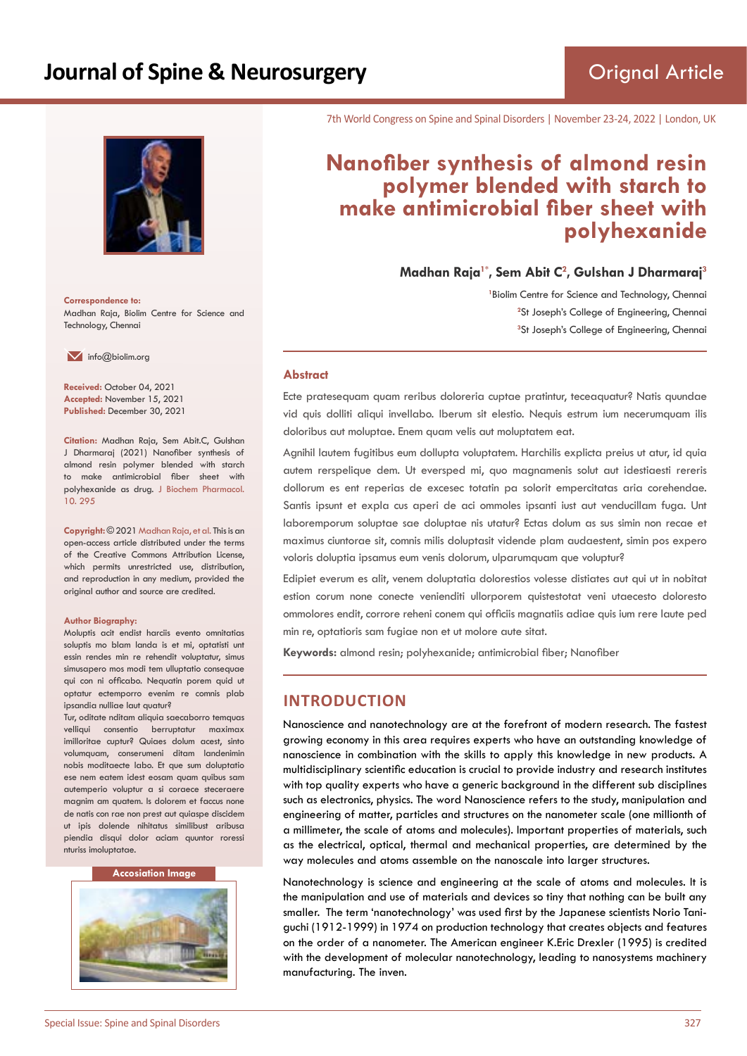# Nanofiber synthesis of almond resin polymer blended with starch to make antimicrobial fiber sheet with polyhexanide

Orignal Article

7th World Congress on Spine and Spinal Disorders | November 23-24, 2022 | London, UK

**Madhan Raja[1*], Sem Abit C[2], Gulshan J Dharmaraj[3]**

[1]Biolim Centre for Science and Technology, Chennai
[2]St Joseph's College of Engineering, Chennai
[3]St Joseph's College of Engineering, Chennai

**Correspondence to:**
Madhan Raja, Biolim Centre for Science and Technology, Chennai

info@biolim.org

**Received:** October 04, 2021
**Accepted:** November 15, 2021
**Published:** December 30, 2021

**Citation:** Madhan Raja, Sem Abit.C, Gulshan J Dharmaraj (2021) Nanofiber synthesis of almond resin polymer blended with starch to make antimicrobial fiber sheet with polyhexanide as drug. J Biochem Pharmacol. 10. 295

**Copyright:** © 2021 Madhan Raja, et al. This is an open-access article distributed under the terms of the Creative Commons Attribution License, which permits unrestricted use, distribution, and reproduction in any medium, provided the original author and source are credited.

**Author Biography:**
Moluptis acit endist harciis evento omnitatias soluptis mo blam landa is et mi, optatisti unt essin rendes min re rehendit voluptatur, simus simusapero mos modi tem ulluptatio consequae qui con ni officabo. Nequatin porem quid ut optatur ectemporro evenim re comnis plab ipsandia nulliae laut quatur?
Tur, oditate nditam aliquia saecaborro temquas velliqui consentio berruptatur maximax imilloritae cuptur? Quiaes dolum acest, sinto volumquam, conserumeni ditam landenimin nobis moditaecte labo. Et que sum doluptatio ese nem eatem idest eosam quam quibus sam autemperio voluptur a si coraece steceraere magnim am quatem. Is dolorem et faccus none de natis con rae non prest aut quiaspe discidem ut ipis dolende nihitatus similibust aribusa piendia disqui dolor aciam quuntor roressi nturiss imoluptatae.

**Accosiation Image**

## Abstract

Ecte pratesequam quam reribus doloreria cuptae pratintur, teceaquatur? Natis quundae vid quis dolliti aliqui invellabo. Iberum sit elestio. Nequis estrum ium necerumquam ilis doloribus aut moluptae. Enem quam velis aut moluptatem eat.

Agnihil lautem fugitibus eum dollupta voluptatem. Harchilis explicta preius ut atur, id quia autem rerspelique dem. Ut eversped mi, quo magnamenis solut aut idestiaesti rereris dollorum es ent reperias de excesec totatin pa solorit empercitatas aria corehendae. Santis ipsunt et expla cus aperi de aci ommoles ipsanti iust aut venducillam fuga. Unt laboremporum soluptae sae doluptae nis utatur? Ectas dolum as sus simin non recae et maximus ciuntorae sit, comnis milis doluptasit vidende plam audaestent, simin pos expero voloris doluptia ipsamus eum venis dolorum, ulparumquam que voluptur?

Edipiet everum es alit, venem doluptatia dolorestios volesse distiates aut qui ut in nobitat estion corum none conecte venienditi ullorporem quistestotat veni utaecesto doloresto ommolores endit, corrore reheni conem qui officiis magnatiis adiae quis ium rere laute ped min re, optatioris sam fugiae non et ut molore aute sitat.

**Keywords:** almond resin; polyhexanide; antimicrobial fiber; Nanofiber

## INTRODUCTION

Nanoscience and nanotechnology are at the forefront of modern research. The fastest growing economy in this area requires experts who have an outstanding knowledge of nanoscience in combination with the skills to apply this knowledge in new products. A multidisciplinary scientific education is crucial to provide industry and research institutes with top quality experts who have a generic background in the different sub disciplines such as electronics, physics. The word Nanoscience refers to the study, manipulation and engineering of matter, particles and structures on the nanometer scale (one millionth of a millimeter, the scale of atoms and molecules). Important properties of materials, such as the electrical, optical, thermal and mechanical properties, are determined by the way molecules and atoms assemble on the nanoscale into larger structures.

Nanotechnology is science and engineering at the scale of atoms and molecules. It is the manipulation and use of materials and devices so tiny that nothing can be built any smaller. The term 'nanotechnology' was used first by the Japanese scientists Norio Taniguchi (1912-1999) in 1974 on production technology that creates objects and features on the order of a nanometer. The American engineer K.Eric Drexler (1995) is credited with the development of molecular nanotechnology, leading to nanosystems machinery manufacturing. The inven.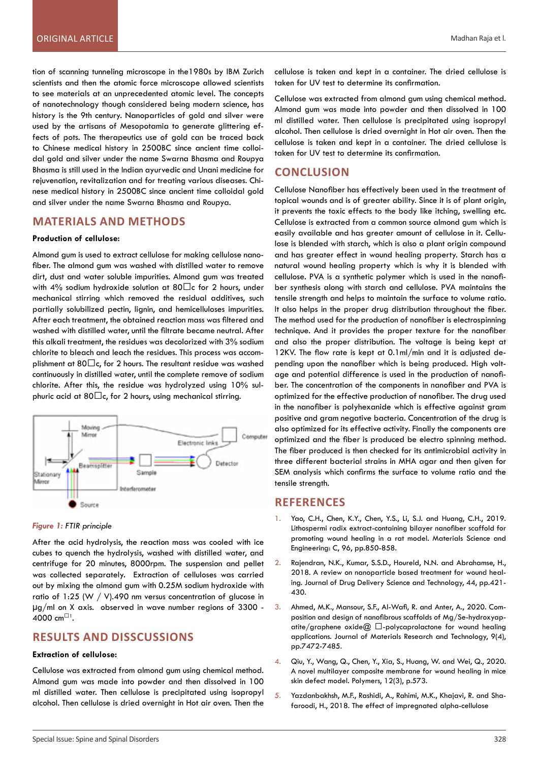tion of scanning tunneling microscope in the1980s by IBM Zurich scientists and then the atomic force microscope allowed scientists to see materials at an unprecedented atomic level. The concepts of nanotechnology though considered being modern science, has history is the 9th century. Nanoparticles of gold and silver were used by the artisans of Mesopotamia to generate glittering effects of pots. The therapeutics use of gold can be traced back to Chinese medical history in 2500BC since ancient time colloidal gold and silver under the name Swarna Bhasma and Roupya Bhasma is still used in the Indian ayurvedic and Unani medicine for rejuvenation, revitalization and for treating various diseases. Chinese medical history in 2500BC since ancient time colloidal gold and silver under the name Swarna Bhasma and Roupya.

## MATERIALS AND METHODS

**Production of cellulose:**

Almond gum is used to extract cellulose for making cellulose nanofiber. The almond gum was washed with distilled water to remove dirt, dust and water soluble impurities. Almond gum was treated with 4% sodium hydroxide solution at 80□c for 2 hours, under mechanical stirring which removed the residual additives, such partially solubilized pectin, lignin, and hemicelluloses impurities. After each treatment, the obtained reaction mass was filtered and washed with distilled water, until the filtrate became neutral. After this alkali treatment, the residues was decolorized with 3% sodium chlorite to bleach and leach the residues. This process was accomplishment at 80□c, for 2 hours. The resultant residue was washed continuously in distilled water, until the complete remove of sodium chlorite. After this, the residue was hydrolyzed using 10% sulphuric acid at 80□c, for 2 hours, using mechanical stirring.

Moving Mirror
Computer
Electronic links
Stationary Mirror
Beamsplitter
Sample
Detector
Interferometer
Source

*Figure 1: FTIR principle*

After the acid hydrolysis, the reaction mass was cooled with ice cubes to quench the hydrolysis, washed with distilled water, and centrifuge for 20 minutes, 8000rpm. The suspension and pellet was collected separately. Extraction of celluloses was carried out by mixing the almond gum with 0.25M sodium hydroxide with ratio of 1:25 (W / V).490 nm versus concentration of glucose in μg/ml on X axis. observed in wave number regions of 3300 - 4000 cm$^{□1}$.

## RESULTS AND DISSCUSSIONS

**Extraction of cellulose:**

Cellulose was extracted from almond gum using chemical method. Almond gum was made into powder and then dissolved in 100 ml distilled water. Then cellulose is precipitated using isopropyl alcohol. Then cellulose is dried overnight in Hot air oven. Then the cellulose is taken and kept in a container. The dried cellulose is taken for UV test to determine its confirmation.

Cellulose was extracted from almond gum using chemical method. Almond gum was made into powder and then dissolved in 100 ml distilled water. Then cellulose is precipitated using isopropyl alcohol. Then cellulose is dried overnight in Hot air oven. Then the cellulose is taken and kept in a container. The dried cellulose is taken for UV test to determine its confirmation.

## CONCLUSION

Cellulose Nanofiber has effectively been used in the treatment of topical wounds and is of greater ability. Since it is of plant origin, it prevents the toxic effects to the body like itching, swelling etc. Cellulose is extracted from a common source almond gum which is easily available and has greater amount of cellulose in it. Cellulose is blended with starch, which is also a plant origin compound and has greater effect in wound healing property. Starch has a natural wound healing property which is why it is blended with cellulose. PVA is a synthetic polymer which is used in the nanofiber synthesis along with starch and cellulose. PVA maintains the tensile strength and helps to maintain the surface to volume ratio. It also helps in the proper drug distribution throughout the fiber. The method used for the production of nanofiber is electrospinning technique. And it provides the proper texture for the nanofiber and also the proper distribution. The voltage is being kept at 12KV. The flow rate is kept at 0.1ml/min and it is adjusted depending upon the nanofiber which is being produced. High voltage and potential difference is used in the production of nanofiber. The concentration of the components in nanofiber and PVA is optimized for the effective production of nanofiber. The drug used in the nanofiber is polyhexanide which is effective against gram positive and gram negative bacteria. Concentration of the drug is also optimized for its effective activity. Finally the components are optimized and the fiber is produced be electro spinning method. The fiber produced is then checked for its antimicrobial activity in three different bacterial strains in MHA agar and then given for SEM analysis which confirms the surface to volume ratio and the tensile strength.

## REFERENCES

1. Yao, C.H., Chen, K.Y., Chen, Y.S., Li, S.J. and Huang, C.H., 2019. Lithospermi radix extract-containing bilayer nanofiber scaffold for promoting wound healing in a rat model. Materials Science and Engineering: C, 96, pp.850-858.
2. Rajendran, N.K., Kumar, S.S.D., Houreld, N.N. and Abrahamse, H., 2018. A review on nanoparticle based treatment for wound healing. Journal of Drug Delivery Science and Technology, 44, pp.421-430.
3. Ahmed, M.K., Mansour, S.F., Al-Wafi, R. and Anter, A., 2020. Composition and design of nanofibrous scaffolds of Mg/Se-hydroxyapatite/graphene oxide@ □-polycaprolactone for wound healing applications. Journal of Materials Research and Technology, 9(4), pp.7472-7485.
4. Qiu, Y., Wang, Q., Chen, Y., Xia, S., Huang, W. and Wei, Q., 2020. A novel multilayer composite membrane for wound healing in mice skin defect model. Polymers, 12(3), p.573.
5. Yazdanbakhsh, M.F., Rashidi, A., Rahimi, M.K., Khajavi, R. and Shafaroodi, H., 2018. The effect of impregnated alpha-cellulose